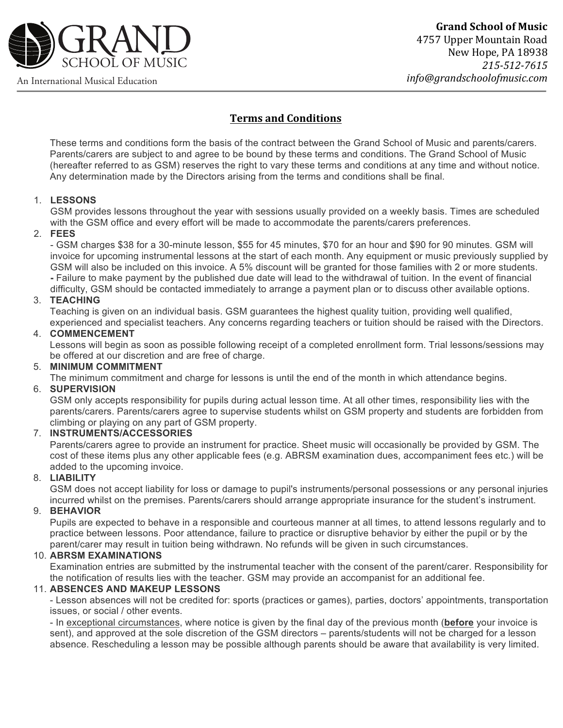**GRAND SCHOOL OF MUSIC**

An International Musical Education

**Grand School of Music**
4757 Upper Mountain Road
New Hope, PA 18938
*215-512-7615*
*info@grandschoolofmusic.com*

## Terms and Conditions

These terms and conditions form the basis of the contract between the Grand School of Music and parents/carers. Parents/carers are subject to and agree to be bound by these terms and conditions. The Grand School of Music (hereafter referred to as GSM) reserves the right to vary these terms and conditions at any time and without notice. Any determination made by the Directors arising from the terms and conditions shall be final.

1. **LESSONS**
   GSM provides lessons throughout the year with sessions usually provided on a weekly basis. Times are scheduled with the GSM office and every effort will be made to accommodate the parents/carers preferences.
2. **FEES**
   - GSM charges $38 for a 30-minute lesson, $55 for 45 minutes, $70 for an hour and $90 for 90 minutes. GSM will invoice for upcoming instrumental lessons at the start of each month. Any equipment or music previously supplied by GSM will also be included on this invoice. A 5% discount will be granted for those families with 2 or more students.
   **-** Failure to make payment by the published due date will lead to the withdrawal of tuition. In the event of financial difficulty, GSM should be contacted immediately to arrange a payment plan or to discuss other available options.
3. **TEACHING**
   Teaching is given on an individual basis. GSM guarantees the highest quality tuition, providing well qualified, experienced and specialist teachers. Any concerns regarding teachers or tuition should be raised with the Directors.
4. **COMMENCEMENT**
   Lessons will begin as soon as possible following receipt of a completed enrollment form. Trial lessons/sessions may be offered at our discretion and are free of charge.
5. **MINIMUM COMMITMENT**
   The minimum commitment and charge for lessons is until the end of the month in which attendance begins.
6. **SUPERVISION**
   GSM only accepts responsibility for pupils during actual lesson time. At all other times, responsibility lies with the parents/carers. Parents/carers agree to supervise students whilst on GSM property and students are forbidden from climbing or playing on any part of GSM property.
7. **INSTRUMENTS/ACCESSORIES**
   Parents/carers agree to provide an instrument for practice. Sheet music will occasionally be provided by GSM. The cost of these items plus any other applicable fees (e.g. ABRSM examination dues, accompaniment fees etc.) will be added to the upcoming invoice.
8. **LIABILITY**
   GSM does not accept liability for loss or damage to pupil's instruments/personal possessions or any personal injuries incurred whilst on the premises. Parents/carers should arrange appropriate insurance for the student's instrument.
9. **BEHAVIOR**
   Pupils are expected to behave in a responsible and courteous manner at all times, to attend lessons regularly and to practice between lessons. Poor attendance, failure to practice or disruptive behavior by either the pupil or by the parent/carer may result in tuition being withdrawn. No refunds will be given in such circumstances.
10. **ABRSM EXAMINATIONS**
    Examination entries are submitted by the instrumental teacher with the consent of the parent/carer. Responsibility for the notification of results lies with the teacher. GSM may provide an accompanist for an additional fee.
11. **ABSENCES AND MAKEUP LESSONS**
    - Lesson absences will not be credited for: sports (practices or games), parties, doctors' appointments, transportation issues, or social / other events.
    - In <u>exceptional circumstances</u>, where notice is given by the final day of the previous month (**<u>before</u>** your invoice is sent), and approved at the sole discretion of the GSM directors – parents/students will not be charged for a lesson absence. Rescheduling a lesson may be possible although parents should be aware that availability is very limited.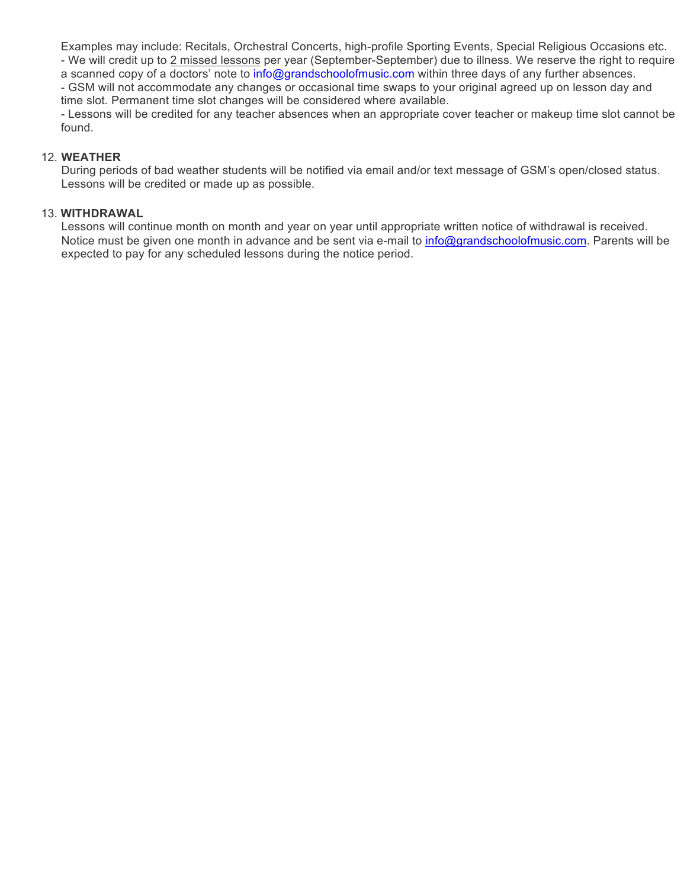Examples may include: Recitals, Orchestral Concerts, high-profile Sporting Events, Special Religious Occasions etc.
- We will credit up to 2 missed lessons per year (September-September) due to illness. We reserve the right to require a scanned copy of a doctors' note to info@grandschoolofmusic.com within three days of any further absences.
- GSM will not accommodate any changes or occasional time swaps to your original agreed up on lesson day and time slot. Permanent time slot changes will be considered where available.
- Lessons will be credited for any teacher absences when an appropriate cover teacher or makeup time slot cannot be found.

12. **WEATHER**
During periods of bad weather students will be notified via email and/or text message of GSM's open/closed status. Lessons will be credited or made up as possible.

13. **WITHDRAWAL**
Lessons will continue month on month and year on year until appropriate written notice of withdrawal is received. Notice must be given one month in advance and be sent via e-mail to info@grandschoolofmusic.com. Parents will be expected to pay for any scheduled lessons during the notice period.